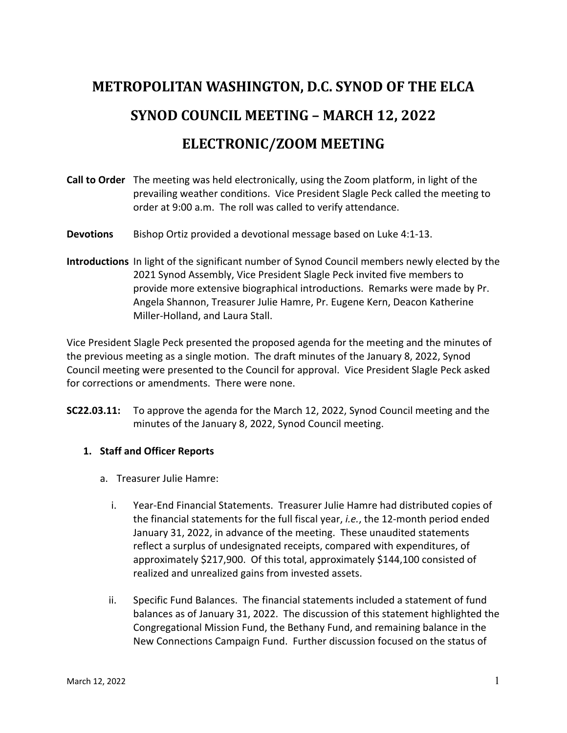# METROPOLITAN WASHINGTON, D.C. SYNOD OF THE ELCA

# SYNOD COUNCIL MEETING – MARCH 12, 2022

# ELECTRONIC/ZOOM MEETING

**Call to Order** The meeting was held electronically, using the Zoom platform, in light of the prevailing weather conditions. Vice President Slagle Peck called the meeting to order at 9:00 a.m. The roll was called to verify attendance.

**Devotions** Bishop Ortiz provided a devotional message based on Luke 4:1-13.

**Introductions** In light of the significant number of Synod Council members newly elected by the 2021 Synod Assembly, Vice President Slagle Peck invited five members to provide more extensive biographical introductions. Remarks were made by Pr. Angela Shannon, Treasurer Julie Hamre, Pr. Eugene Kern, Deacon Katherine Miller-Holland, and Laura Stall.

Vice President Slagle Peck presented the proposed agenda for the meeting and the minutes of the previous meeting as a single motion. The draft minutes of the January 8, 2022, Synod Council meeting were presented to the Council for approval. Vice President Slagle Peck asked for corrections or amendments. There were none.

**SC22.03.11:** To approve the agenda for the March 12, 2022, Synod Council meeting and the minutes of the January 8, 2022, Synod Council meeting.

1. **Staff and Officer Reports**

   a. Treasurer Julie Hamre:

      i. Year-End Financial Statements. Treasurer Julie Hamre had distributed copies of the financial statements for the full fiscal year, *i.e.*, the 12-month period ended January 31, 2022, in advance of the meeting. These unaudited statements reflect a surplus of undesignated receipts, compared with expenditures, of approximately $217,900. Of this total, approximately $144,100 consisted of realized and unrealized gains from invested assets.

      ii. Specific Fund Balances. The financial statements included a statement of fund balances as of January 31, 2022. The discussion of this statement highlighted the Congregational Mission Fund, the Bethany Fund, and remaining balance in the New Connections Campaign Fund. Further discussion focused on the status of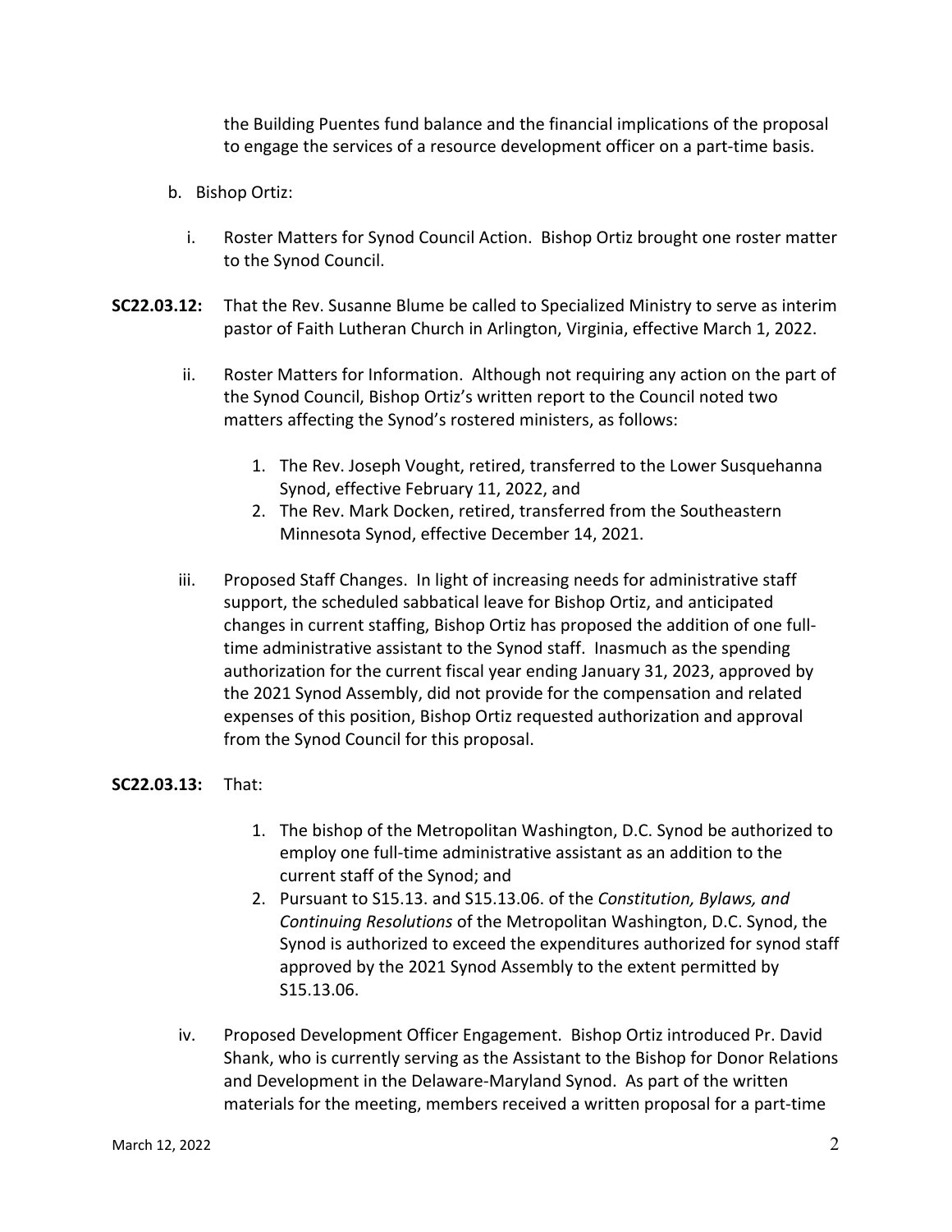the Building Puentes fund balance and the financial implications of the proposal to engage the services of a resource development officer on a part-time basis.

b. Bishop Ortiz:

   i. Roster Matters for Synod Council Action. Bishop Ortiz brought one roster matter to the Synod Council.

**SC22.03.12:** That the Rev. Susanne Blume be called to Specialized Ministry to serve as interim pastor of Faith Lutheran Church in Arlington, Virginia, effective March 1, 2022.

   ii. Roster Matters for Information. Although not requiring any action on the part of the Synod Council, Bishop Ortiz's written report to the Council noted two matters affecting the Synod's rostered ministers, as follows:

      1. The Rev. Joseph Vought, retired, transferred to the Lower Susquehanna Synod, effective February 11, 2022, and
      2. The Rev. Mark Docken, retired, transferred from the Southeastern Minnesota Synod, effective December 14, 2021.

   iii. Proposed Staff Changes. In light of increasing needs for administrative staff support, the scheduled sabbatical leave for Bishop Ortiz, and anticipated changes in current staffing, Bishop Ortiz has proposed the addition of one full-time administrative assistant to the Synod staff. Inasmuch as the spending authorization for the current fiscal year ending January 31, 2023, approved by the 2021 Synod Assembly, did not provide for the compensation and related expenses of this position, Bishop Ortiz requested authorization and approval from the Synod Council for this proposal.

**SC22.03.13:** That:

   1. The bishop of the Metropolitan Washington, D.C. Synod be authorized to employ one full-time administrative assistant as an addition to the current staff of the Synod; and
   2. Pursuant to S15.13. and S15.13.06. of the *Constitution, Bylaws, and Continuing Resolutions* of the Metropolitan Washington, D.C. Synod, the Synod is authorized to exceed the expenditures authorized for synod staff approved by the 2021 Synod Assembly to the extent permitted by S15.13.06.

   iv. Proposed Development Officer Engagement. Bishop Ortiz introduced Pr. David Shank, who is currently serving as the Assistant to the Bishop for Donor Relations and Development in the Delaware-Maryland Synod. As part of the written materials for the meeting, members received a written proposal for a part-time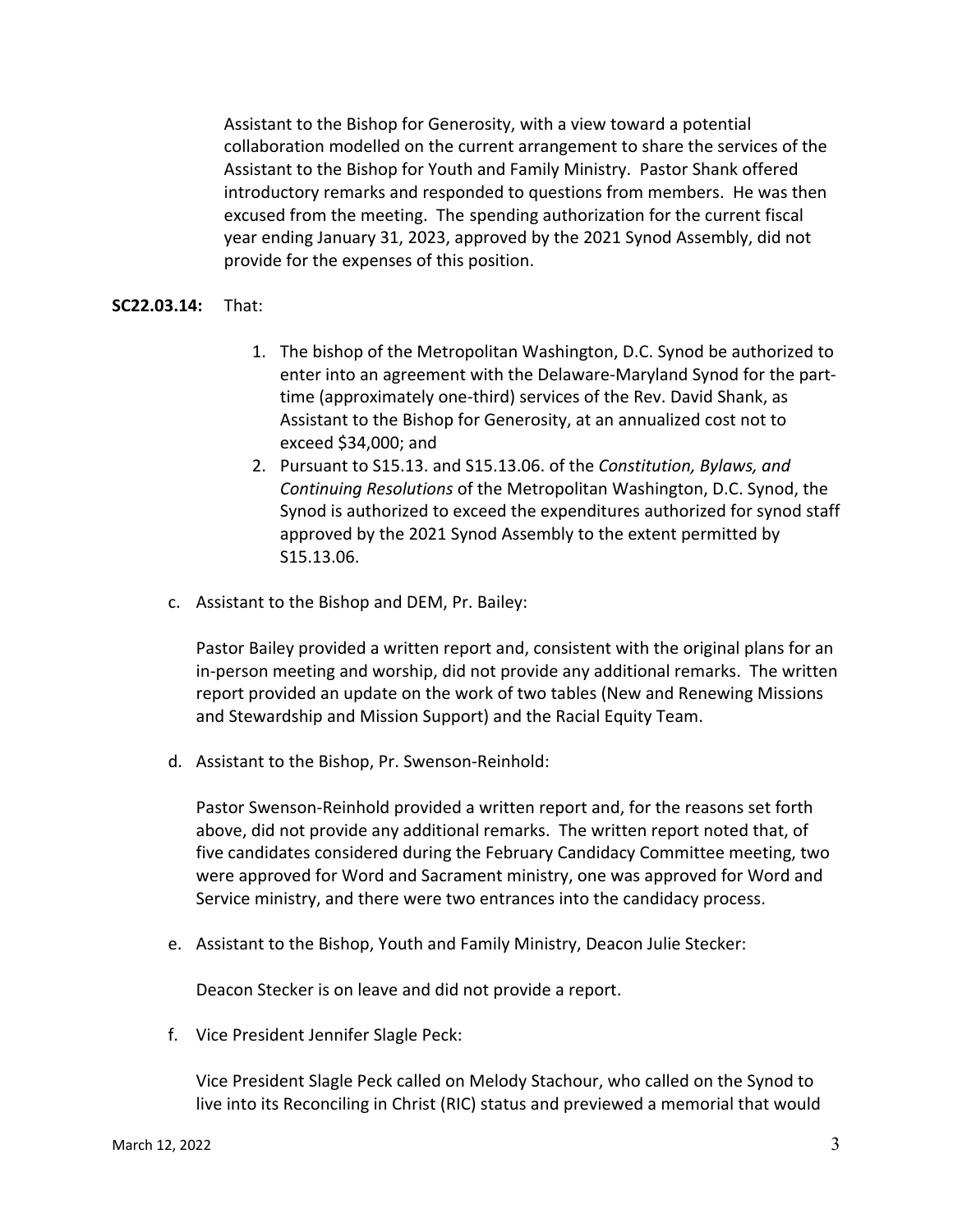Assistant to the Bishop for Generosity, with a view toward a potential collaboration modelled on the current arrangement to share the services of the Assistant to the Bishop for Youth and Family Ministry. Pastor Shank offered introductory remarks and responded to questions from members. He was then excused from the meeting. The spending authorization for the current fiscal year ending January 31, 2023, approved by the 2021 Synod Assembly, did not provide for the expenses of this position.

**SC22.03.14:** That:

1. The bishop of the Metropolitan Washington, D.C. Synod be authorized to enter into an agreement with the Delaware-Maryland Synod for the part-time (approximately one-third) services of the Rev. David Shank, as Assistant to the Bishop for Generosity, at an annualized cost not to exceed $34,000; and
2. Pursuant to S15.13. and S15.13.06. of the *Constitution, Bylaws, and Continuing Resolutions* of the Metropolitan Washington, D.C. Synod, the Synod is authorized to exceed the expenditures authorized for synod staff approved by the 2021 Synod Assembly to the extent permitted by S15.13.06.

c. Assistant to the Bishop and DEM, Pr. Bailey:

Pastor Bailey provided a written report and, consistent with the original plans for an in-person meeting and worship, did not provide any additional remarks. The written report provided an update on the work of two tables (New and Renewing Missions and Stewardship and Mission Support) and the Racial Equity Team.

d. Assistant to the Bishop, Pr. Swenson-Reinhold:

Pastor Swenson-Reinhold provided a written report and, for the reasons set forth above, did not provide any additional remarks. The written report noted that, of five candidates considered during the February Candidacy Committee meeting, two were approved for Word and Sacrament ministry, one was approved for Word and Service ministry, and there were two entrances into the candidacy process.

e. Assistant to the Bishop, Youth and Family Ministry, Deacon Julie Stecker:

Deacon Stecker is on leave and did not provide a report.

f. Vice President Jennifer Slagle Peck:

Vice President Slagle Peck called on Melody Stachour, who called on the Synod to live into its Reconciling in Christ (RIC) status and previewed a memorial that would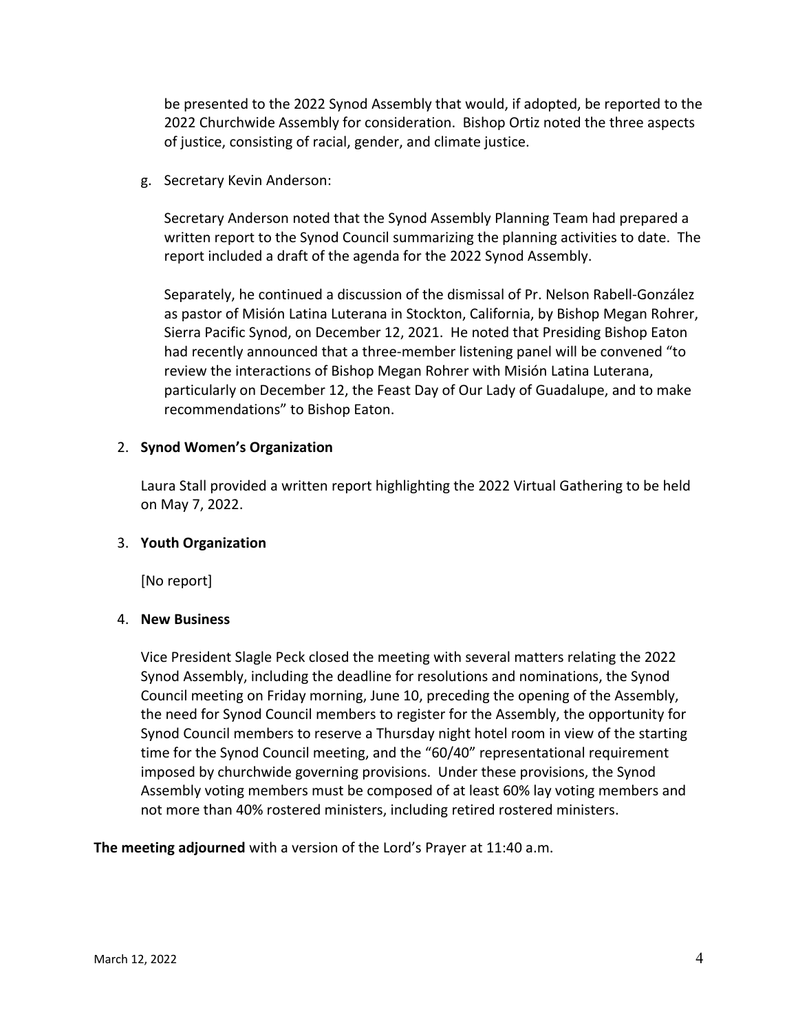be presented to the 2022 Synod Assembly that would, if adopted, be reported to the 2022 Churchwide Assembly for consideration. Bishop Ortiz noted the three aspects of justice, consisting of racial, gender, and climate justice.

g. Secretary Kevin Anderson:

Secretary Anderson noted that the Synod Assembly Planning Team had prepared a written report to the Synod Council summarizing the planning activities to date. The report included a draft of the agenda for the 2022 Synod Assembly.

Separately, he continued a discussion of the dismissal of Pr. Nelson Rabell-González as pastor of Misión Latina Luterana in Stockton, California, by Bishop Megan Rohrer, Sierra Pacific Synod, on December 12, 2021. He noted that Presiding Bishop Eaton had recently announced that a three-member listening panel will be convened "to review the interactions of Bishop Megan Rohrer with Misión Latina Luterana, particularly on December 12, the Feast Day of Our Lady of Guadalupe, and to make recommendations" to Bishop Eaton.

2. **Synod Women's Organization**

   Laura Stall provided a written report highlighting the 2022 Virtual Gathering to be held on May 7, 2022.

3. **Youth Organization**

   [No report]

4. **New Business**

   Vice President Slagle Peck closed the meeting with several matters relating the 2022 Synod Assembly, including the deadline for resolutions and nominations, the Synod Council meeting on Friday morning, June 10, preceding the opening of the Assembly, the need for Synod Council members to register for the Assembly, the opportunity for Synod Council members to reserve a Thursday night hotel room in view of the starting time for the Synod Council meeting, and the "60/40" representational requirement imposed by churchwide governing provisions. Under these provisions, the Synod Assembly voting members must be composed of at least 60% lay voting members and not more than 40% rostered ministers, including retired rostered ministers.

**The meeting adjourned** with a version of the Lord's Prayer at 11:40 a.m.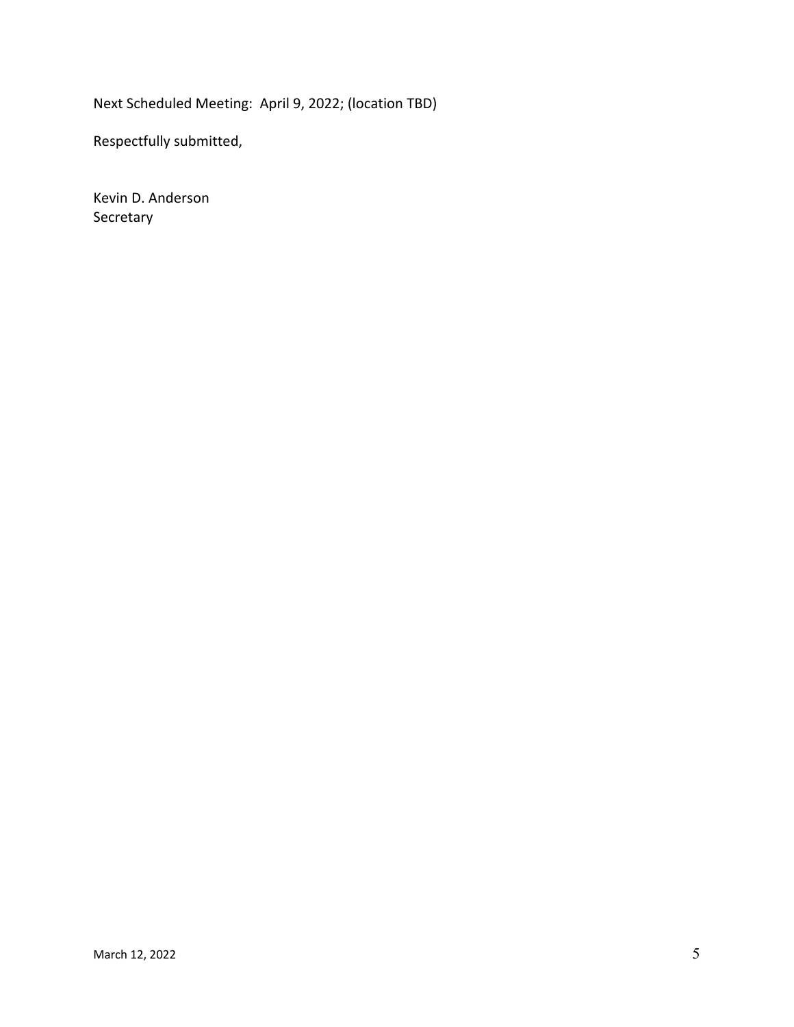Next Scheduled Meeting: April 9, 2022; (location TBD)

Respectfully submitted,

Kevin D. Anderson
Secretary